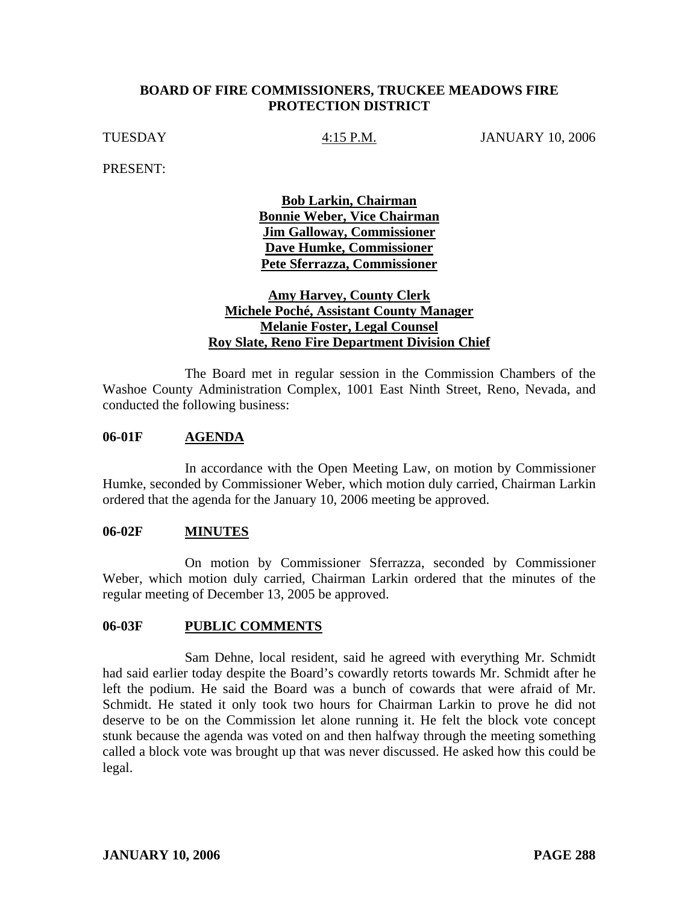# BOARD OF FIRE COMMISSIONERS, TRUCKEE MEADOWS FIRE PROTECTION DISTRICT

TUESDAY 4:15 P.M. JANUARY 10, 2006

PRESENT:

**Bob Larkin, Chairman**
**Bonnie Weber, Vice Chairman**
**Jim Galloway, Commissioner**
**Dave Humke, Commissioner**
**Pete Sferrazza, Commissioner**

**Amy Harvey, County Clerk**
**Michele Poché, Assistant County Manager**
**Melanie Foster, Legal Counsel**
**Roy Slate, Reno Fire Department Division Chief**

The Board met in regular session in the Commission Chambers of the Washoe County Administration Complex, 1001 East Ninth Street, Reno, Nevada, and conducted the following business:

## 06-01F AGENDA

In accordance with the Open Meeting Law, on motion by Commissioner Humke, seconded by Commissioner Weber, which motion duly carried, Chairman Larkin ordered that the agenda for the January 10, 2006 meeting be approved.

## 06-02F MINUTES

On motion by Commissioner Sferrazza, seconded by Commissioner Weber, which motion duly carried, Chairman Larkin ordered that the minutes of the regular meeting of December 13, 2005 be approved.

## 06-03F PUBLIC COMMENTS

Sam Dehne, local resident, said he agreed with everything Mr. Schmidt had said earlier today despite the Board's cowardly retorts towards Mr. Schmidt after he left the podium. He said the Board was a bunch of cowards that were afraid of Mr. Schmidt. He stated it only took two hours for Chairman Larkin to prove he did not deserve to be on the Commission let alone running it. He felt the block vote concept stunk because the agenda was voted on and then halfway through the meeting something called a block vote was brought up that was never discussed. He asked how this could be legal.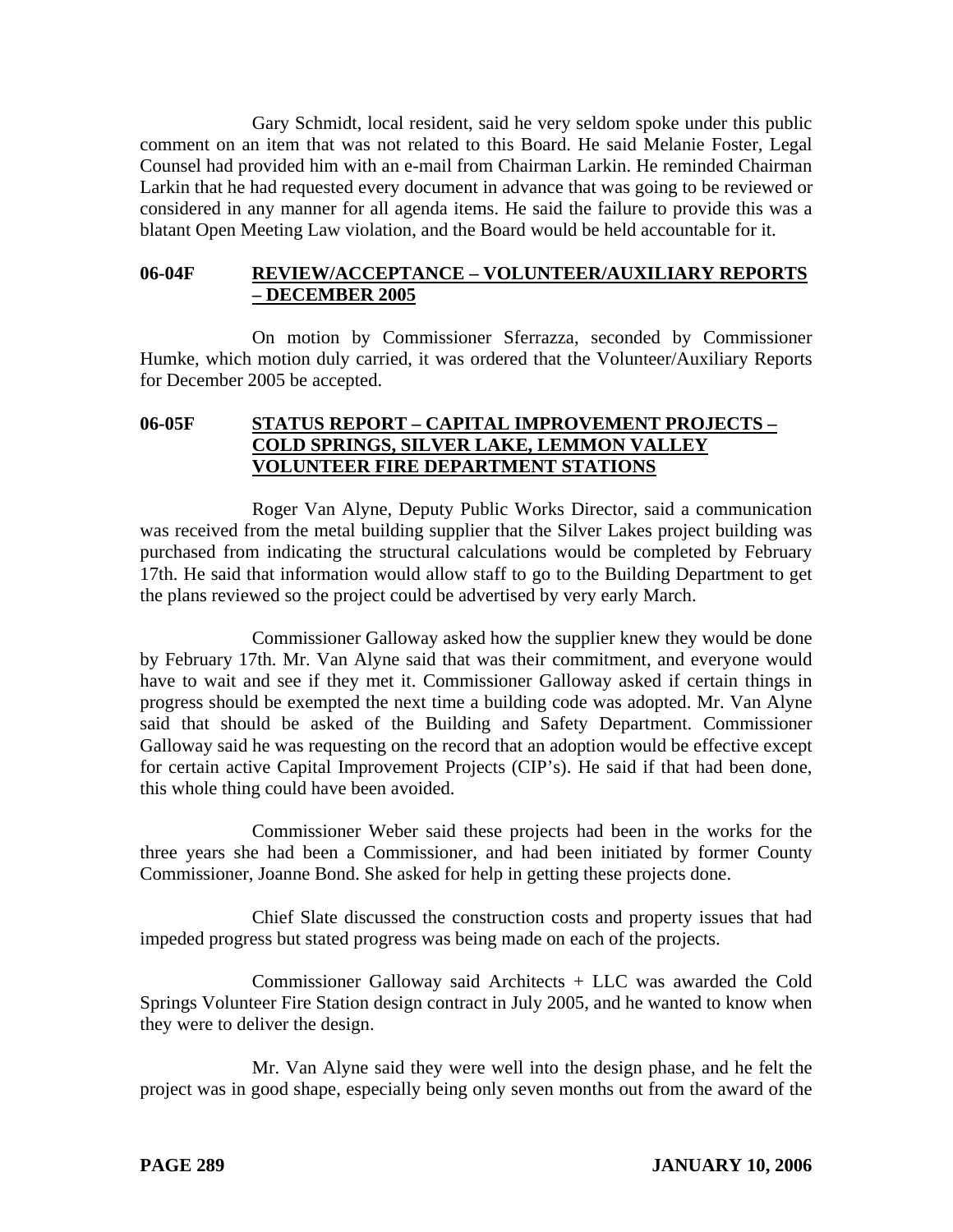Gary Schmidt, local resident, said he very seldom spoke under this public comment on an item that was not related to this Board. He said Melanie Foster, Legal Counsel had provided him with an e-mail from Chairman Larkin. He reminded Chairman Larkin that he had requested every document in advance that was going to be reviewed or considered in any manner for all agenda items. He said the failure to provide this was a blatant Open Meeting Law violation, and the Board would be held accountable for it.

## 06-04F REVIEW/ACCEPTANCE – VOLUNTEER/AUXILIARY REPORTS – DECEMBER 2005

On motion by Commissioner Sferrazza, seconded by Commissioner Humke, which motion duly carried, it was ordered that the Volunteer/Auxiliary Reports for December 2005 be accepted.

## 06-05F STATUS REPORT – CAPITAL IMPROVEMENT PROJECTS – COLD SPRINGS, SILVER LAKE, LEMMON VALLEY VOLUNTEER FIRE DEPARTMENT STATIONS

Roger Van Alyne, Deputy Public Works Director, said a communication was received from the metal building supplier that the Silver Lakes project building was purchased from indicating the structural calculations would be completed by February 17th. He said that information would allow staff to go to the Building Department to get the plans reviewed so the project could be advertised by very early March.

Commissioner Galloway asked how the supplier knew they would be done by February 17th. Mr. Van Alyne said that was their commitment, and everyone would have to wait and see if they met it. Commissioner Galloway asked if certain things in progress should be exempted the next time a building code was adopted. Mr. Van Alyne said that should be asked of the Building and Safety Department. Commissioner Galloway said he was requesting on the record that an adoption would be effective except for certain active Capital Improvement Projects (CIP's). He said if that had been done, this whole thing could have been avoided.

Commissioner Weber said these projects had been in the works for the three years she had been a Commissioner, and had been initiated by former County Commissioner, Joanne Bond. She asked for help in getting these projects done.

Chief Slate discussed the construction costs and property issues that had impeded progress but stated progress was being made on each of the projects.

Commissioner Galloway said Architects + LLC was awarded the Cold Springs Volunteer Fire Station design contract in July 2005, and he wanted to know when they were to deliver the design.

Mr. Van Alyne said they were well into the design phase, and he felt the project was in good shape, especially being only seven months out from the award of the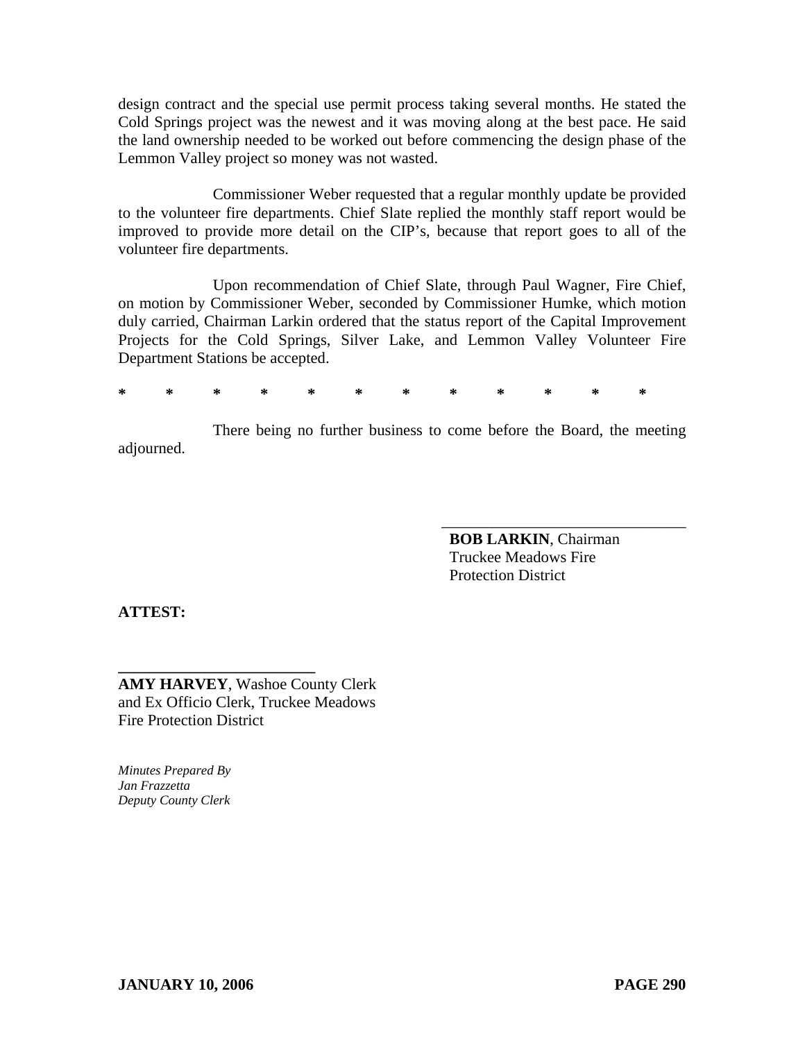design contract and the special use permit process taking several months. He stated the Cold Springs project was the newest and it was moving along at the best pace. He said the land ownership needed to be worked out before commencing the design phase of the Lemmon Valley project so money was not wasted.

Commissioner Weber requested that a regular monthly update be provided to the volunteer fire departments. Chief Slate replied the monthly staff report would be improved to provide more detail on the CIP's, because that report goes to all of the volunteer fire departments.

Upon recommendation of Chief Slate, through Paul Wagner, Fire Chief, on motion by Commissioner Weber, seconded by Commissioner Humke, which motion duly carried, Chairman Larkin ordered that the status report of the Capital Improvement Projects for the Cold Springs, Silver Lake, and Lemmon Valley Volunteer Fire Department Stations be accepted.

**\* \* \* \* \* \* \* \* \* \* \* \***

There being no further business to come before the Board, the meeting adjourned.

\_\_\_\_\_\_\_\_\_\_\_\_\_\_\_\_\_\_\_\_\_\_\_\_\_\_\_\_\_\_\_\_

**BOB LARKIN**, Chairman
Truckee Meadows Fire
Protection District

**ATTEST:**

\_\_\_\_\_\_\_\_\_\_\_\_\_\_\_\_\_\_\_\_\_\_\_\_\_\_

**AMY HARVEY**, Washoe County Clerk
and Ex Officio Clerk, Truckee Meadows
Fire Protection District

*Minutes Prepared By*
*Jan Frazzetta*
*Deputy County Clerk*